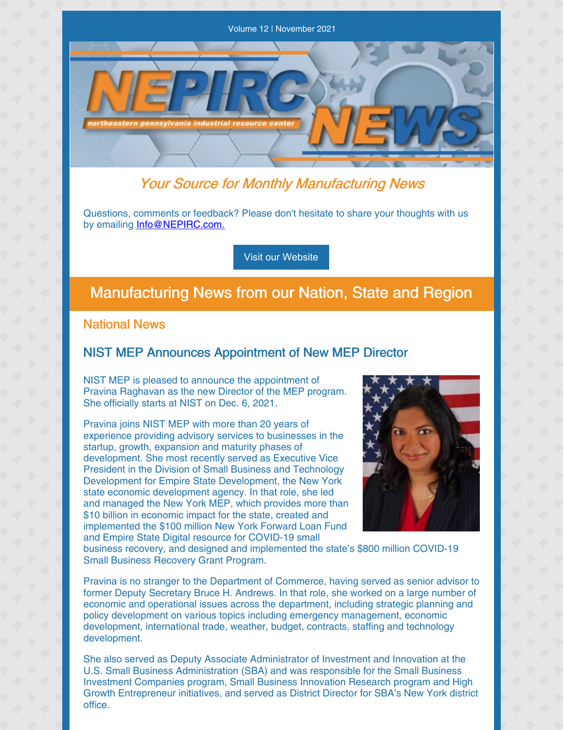Volume 12 | November 2021

# NEPIRC NEWS

northeastern pennsylvania industrial resource center

*Your Source for Monthly Manufacturing News*

Questions, comments or feedback? Please don't hesitate to share your thoughts with us by emailing Info@NEPIRC.com.

Visit our Website

## Manufacturing News from our Nation, State and Region

### National News

### NIST MEP Announces Appointment of New MEP Director

NIST MEP is pleased to announce the appointment of Pravina Raghavan as the new Director of the MEP program. She officially starts at NIST on Dec. 6, 2021.

Pravina joins NIST MEP with more than 20 years of experience providing advisory services to businesses in the startup, growth, expansion and maturity phases of development. She most recently served as Executive Vice President in the Division of Small Business and Technology Development for Empire State Development, the New York state economic development agency. In that role, she led and managed the New York MEP, which provides more than $10 billion in economic impact for the state, created and implemented the $100 million New York Forward Loan Fund and Empire State Digital resource for COVID-19 small business recovery, and designed and implemented the state's $800 million COVID-19 Small Business Recovery Grant Program.

Pravina is no stranger to the Department of Commerce, having served as senior advisor to former Deputy Secretary Bruce H. Andrews. In that role, she worked on a large number of economic and operational issues across the department, including strategic planning and policy development on various topics including emergency management, economic development, international trade, weather, budget, contracts, staffing and technology development.

She also served as Deputy Associate Administrator of Investment and Innovation at the U.S. Small Business Administration (SBA) and was responsible for the Small Business Investment Companies program, Small Business Innovation Research program and High Growth Entrepreneur initiatives, and served as District Director for SBA's New York district office.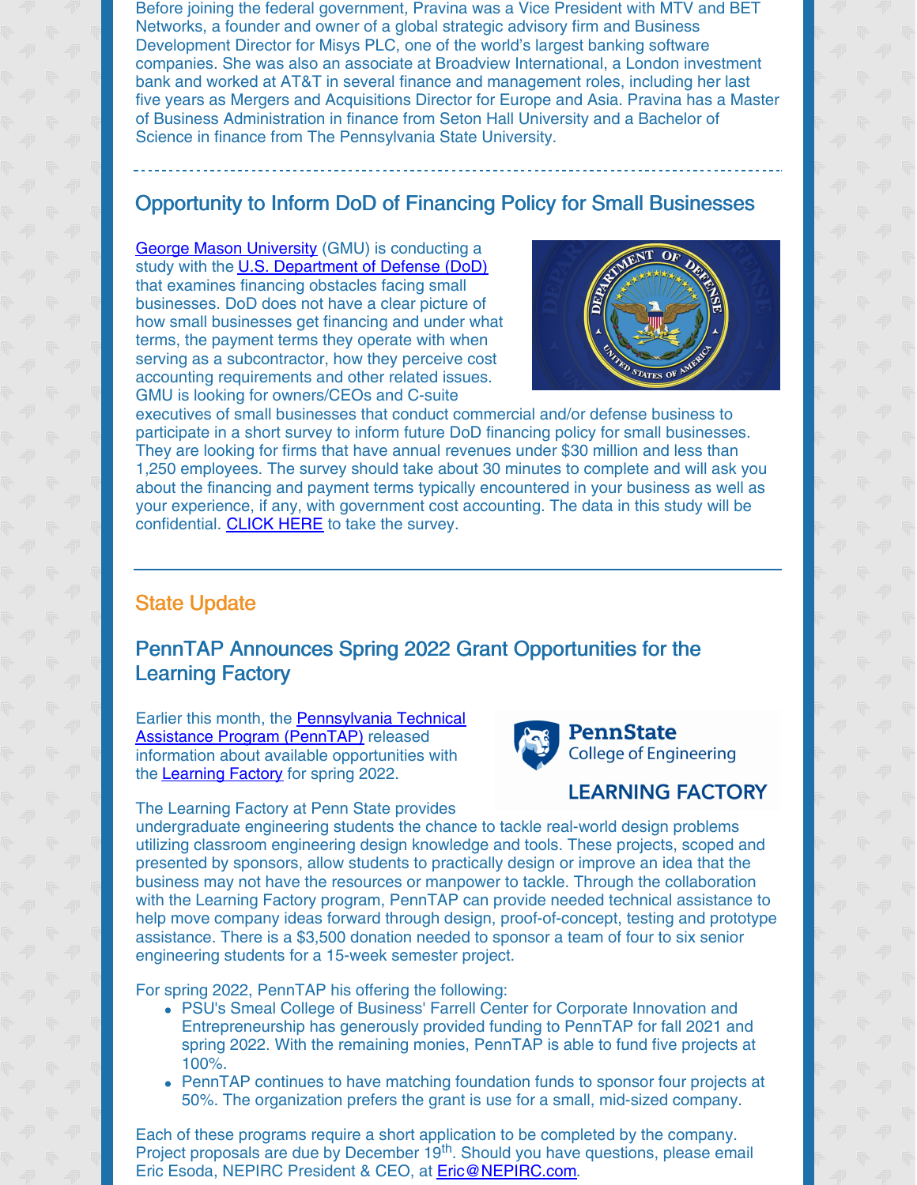Before joining the federal government, Pravina was a Vice President with MTV and BET Networks, a founder and owner of a global strategic advisory firm and Business Development Director for Misys PLC, one of the world's largest banking software companies. She was also an associate at Broadview International, a London investment bank and worked at AT&T in several finance and management roles, including her last five years as Mergers and Acquisitions Director for Europe and Asia. Pravina has a Master of Business Administration in finance from Seton Hall University and a Bachelor of Science in finance from The Pennsylvania State University.

---

## Opportunity to Inform DoD of Financing Policy for Small Businesses

George Mason University (GMU) is conducting a study with the U.S. Department of Defense (DoD) that examines financing obstacles facing small businesses. DoD does not have a clear picture of how small businesses get financing and under what terms, the payment terms they operate with when serving as a subcontractor, how they perceive cost accounting requirements and other related issues. GMU is looking for owners/CEOs and C-suite executives of small businesses that conduct commercial and/or defense business to participate in a short survey to inform future DoD financing policy for small businesses. They are looking for firms that have annual revenues under $30 million and less than 1,250 employees. The survey should take about 30 minutes to complete and will ask you about the financing and payment terms typically encountered in your business as well as your experience, if any, with government cost accounting. The data in this study will be confidential. CLICK HERE to take the survey.

---

# State Update

## PennTAP Announces Spring 2022 Grant Opportunities for the Learning Factory

Earlier this month, the Pennsylvania Technical Assistance Program (PennTAP) released information about available opportunities with the Learning Factory for spring 2022.

The Learning Factory at Penn State provides undergraduate engineering students the chance to tackle real-world design problems utilizing classroom engineering design knowledge and tools. These projects, scoped and presented by sponsors, allow students to practically design or improve an idea that the business may not have the resources or manpower to tackle. Through the collaboration with the Learning Factory program, PennTAP can provide needed technical assistance to help move company ideas forward through design, proof-of-concept, testing and prototype assistance. There is a $3,500 donation needed to sponsor a team of four to six senior engineering students for a 15-week semester project.

For spring 2022, PennTAP his offering the following:

- PSU's Smeal College of Business' Farrell Center for Corporate Innovation and Entrepreneurship has generously provided funding to PennTAP for fall 2021 and spring 2022. With the remaining monies, PennTAP is able to fund five projects at 100%.
- PennTAP continues to have matching foundation funds to sponsor four projects at 50%. The organization prefers the grant is use for a small, mid-sized company.

Each of these programs require a short application to be completed by the company. Project proposals are due by December 19th. Should you have questions, please email Eric Esoda, NEPIRC President & CEO, at Eric@NEPIRC.com.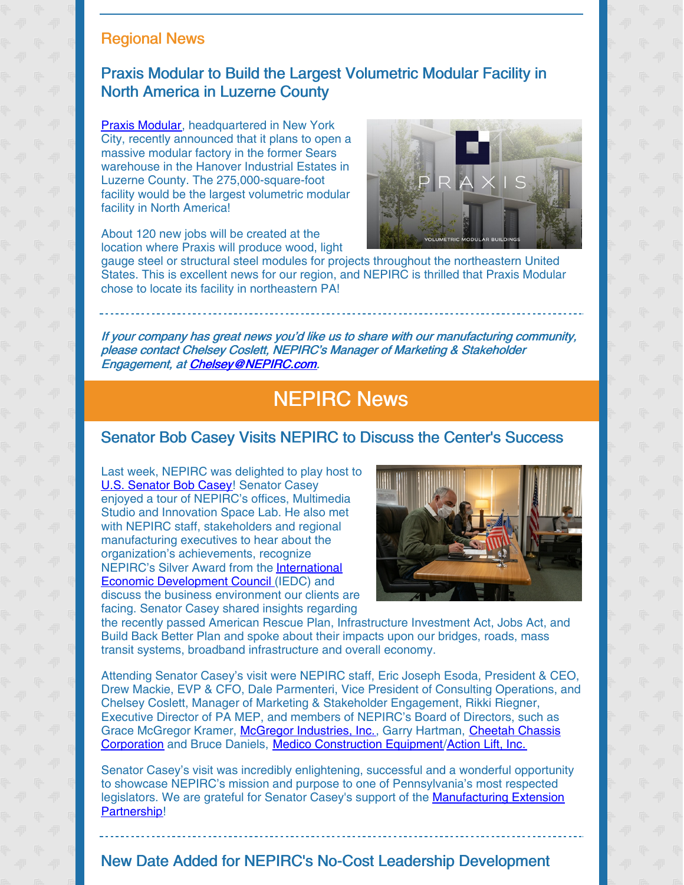## Regional News

### Praxis Modular to Build the Largest Volumetric Modular Facility in North America in Luzerne County

Praxis Modular, headquartered in New York City, recently announced that it plans to open a massive modular factory in the former Sears warehouse in the Hanover Industrial Estates in Luzerne County. The 275,000-square-foot facility would be the largest volumetric modular facility in North America!

About 120 new jobs will be created at the location where Praxis will produce wood, light gauge steel or structural steel modules for projects throughout the northeastern United States. This is excellent news for our region, and NEPIRC is thrilled that Praxis Modular chose to locate its facility in northeastern PA!

---

***If your company has great news you'd like us to share with our manufacturing community, please contact Chelsey Coslett, NEPIRC's Manager of Marketing & Stakeholder Engagement, at Chelsey@NEPIRC.com.***

# NEPIRC News

### Senator Bob Casey Visits NEPIRC to Discuss the Center's Success

Last week, NEPIRC was delighted to play host to U.S. Senator Bob Casey! Senator Casey enjoyed a tour of NEPIRC's offices, Multimedia Studio and Innovation Space Lab. He also met with NEPIRC staff, stakeholders and regional manufacturing executives to hear about the organization's achievements, recognize NEPIRC's Silver Award from the International Economic Development Council (IEDC) and discuss the business environment our clients are facing. Senator Casey shared insights regarding the recently passed American Rescue Plan, Infrastructure Investment Act, Jobs Act, and Build Back Better Plan and spoke about their impacts upon our bridges, roads, mass transit systems, broadband infrastructure and overall economy.

Attending Senator Casey's visit were NEPIRC staff, Eric Joseph Esoda, President & CEO, Drew Mackie, EVP & CFO, Dale Parmenteri, Vice President of Consulting Operations, and Chelsey Coslett, Manager of Marketing & Stakeholder Engagement, Rikki Riegner, Executive Director of PA MEP, and members of NEPIRC's Board of Directors, such as Grace McGregor Kramer, McGregor Industries, Inc., Garry Hartman, Cheetah Chassis Corporation and Bruce Daniels, Medico Construction Equipment/Action Lift, Inc.

Senator Casey's visit was incredibly enlightening, successful and a wonderful opportunity to showcase NEPIRC's mission and purpose to one of Pennsylvania's most respected legislators. We are grateful for Senator Casey's support of the Manufacturing Extension Partnership!

---

### New Date Added for NEPIRC's No-Cost Leadership Development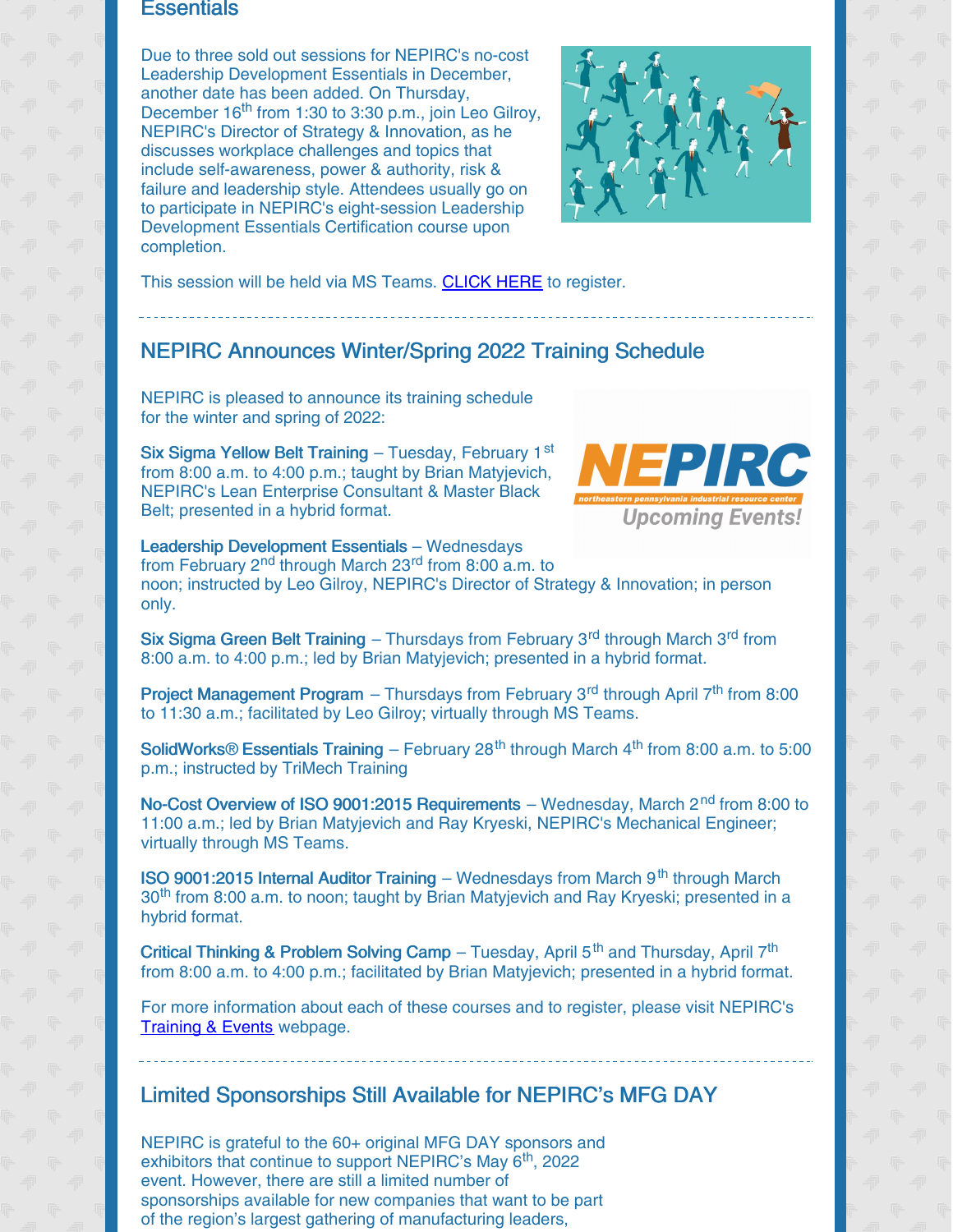## Essentials

Due to three sold out sessions for NEPIRC's no-cost Leadership Development Essentials in December, another date has been added. On Thursday, December 16th from 1:30 to 3:30 p.m., join Leo Gilroy, NEPIRC's Director of Strategy & Innovation, as he discusses workplace challenges and topics that include self-awareness, power & authority, risk & failure and leadership style. Attendees usually go on to participate in NEPIRC's eight-session Leadership Development Essentials Certification course upon completion.

This session will be held via MS Teams. CLICK HERE to register.

## NEPIRC Announces Winter/Spring 2022 Training Schedule

NEPIRC is pleased to announce its training schedule for the winter and spring of 2022:

**Six Sigma Yellow Belt Training** – Tuesday, February 1st from 8:00 a.m. to 4:00 p.m.; taught by Brian Matyjevich, NEPIRC's Lean Enterprise Consultant & Master Black Belt; presented in a hybrid format.

**Leadership Development Essentials** – Wednesdays from February 2nd through March 23rd from 8:00 a.m. to noon; instructed by Leo Gilroy, NEPIRC's Director of Strategy & Innovation; in person only.

**Six Sigma Green Belt Training** – Thursdays from February 3rd through March 3rd from 8:00 a.m. to 4:00 p.m.; led by Brian Matyjevich; presented in a hybrid format.

**Project Management Program** – Thursdays from February 3rd through April 7th from 8:00 to 11:30 a.m.; facilitated by Leo Gilroy; virtually through MS Teams.

**SolidWorks® Essentials Training** – February 28th through March 4th from 8:00 a.m. to 5:00 p.m.; instructed by TriMech Training

**No-Cost Overview of ISO 9001:2015 Requirements** – Wednesday, March 2nd from 8:00 to 11:00 a.m.; led by Brian Matyjevich and Ray Kryeski, NEPIRC's Mechanical Engineer; virtually through MS Teams.

**ISO 9001:2015 Internal Auditor Training** – Wednesdays from March 9th through March 30th from 8:00 a.m. to noon; taught by Brian Matyjevich and Ray Kryeski; presented in a hybrid format.

**Critical Thinking & Problem Solving Camp** – Tuesday, April 5th and Thursday, April 7th from 8:00 a.m. to 4:00 p.m.; facilitated by Brian Matyjevich; presented in a hybrid format.

For more information about each of these courses and to register, please visit NEPIRC's Training & Events webpage.

## Limited Sponsorships Still Available for NEPIRC's MFG DAY

NEPIRC is grateful to the 60+ original MFG DAY sponsors and exhibitors that continue to support NEPIRC's May 6th, 2022 event. However, there are still a limited number of sponsorships available for new companies that want to be part of the region's largest gathering of manufacturing leaders,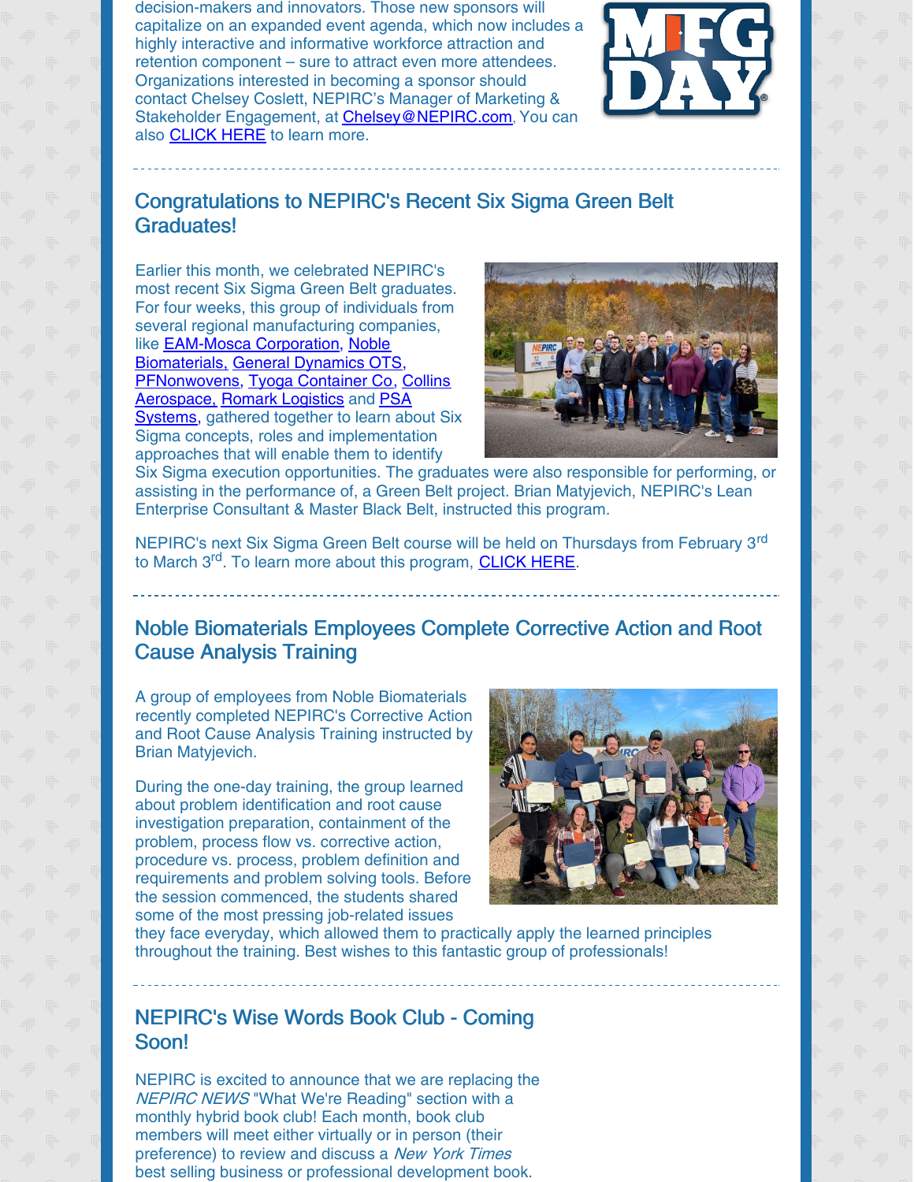decision-makers and innovators. Those new sponsors will capitalize on an expanded event agenda, which now includes a highly interactive and informative workforce attraction and retention component – sure to attract even more attendees. Organizations interested in becoming a sponsor should contact Chelsey Coslett, NEPIRC's Manager of Marketing & Stakeholder Engagement, at Chelsey@NEPIRC.com, You can also CLICK HERE to learn more.

---

## Congratulations to NEPIRC's Recent Six Sigma Green Belt Graduates!

Earlier this month, we celebrated NEPIRC's most recent Six Sigma Green Belt graduates. For four weeks, this group of individuals from several regional manufacturing companies, like EAM-Mosca Corporation, Noble Biomaterials, General Dynamics OTS, PFNonwovens, Tyoga Container Co, Collins Aerospace, Romark Logistics and PSA Systems, gathered together to learn about Six Sigma concepts, roles and implementation approaches that will enable them to identify Six Sigma execution opportunities. The graduates were also responsible for performing, or assisting in the performance of, a Green Belt project. Brian Matyjevich, NEPIRC's Lean Enterprise Consultant & Master Black Belt, instructed this program.

NEPIRC's next Six Sigma Green Belt course will be held on Thursdays from February 3rd to March 3rd. To learn more about this program, CLICK HERE.

---

## Noble Biomaterials Employees Complete Corrective Action and Root Cause Analysis Training

A group of employees from Noble Biomaterials recently completed NEPIRC's Corrective Action and Root Cause Analysis Training instructed by Brian Matyjevich.

During the one-day training, the group learned about problem identification and root cause investigation preparation, containment of the problem, process flow vs. corrective action, procedure vs. process, problem definition and requirements and problem solving tools. Before the session commenced, the students shared some of the most pressing job-related issues they face everyday, which allowed them to practically apply the learned principles throughout the training. Best wishes to this fantastic group of professionals!

---

## NEPIRC's Wise Words Book Club - Coming Soon!

NEPIRC is excited to announce that we are replacing the *NEPIRC NEWS* "What We're Reading" section with a monthly hybrid book club! Each month, book club members will meet either virtually or in person (their preference) to review and discuss a *New York Times* best selling business or professional development book.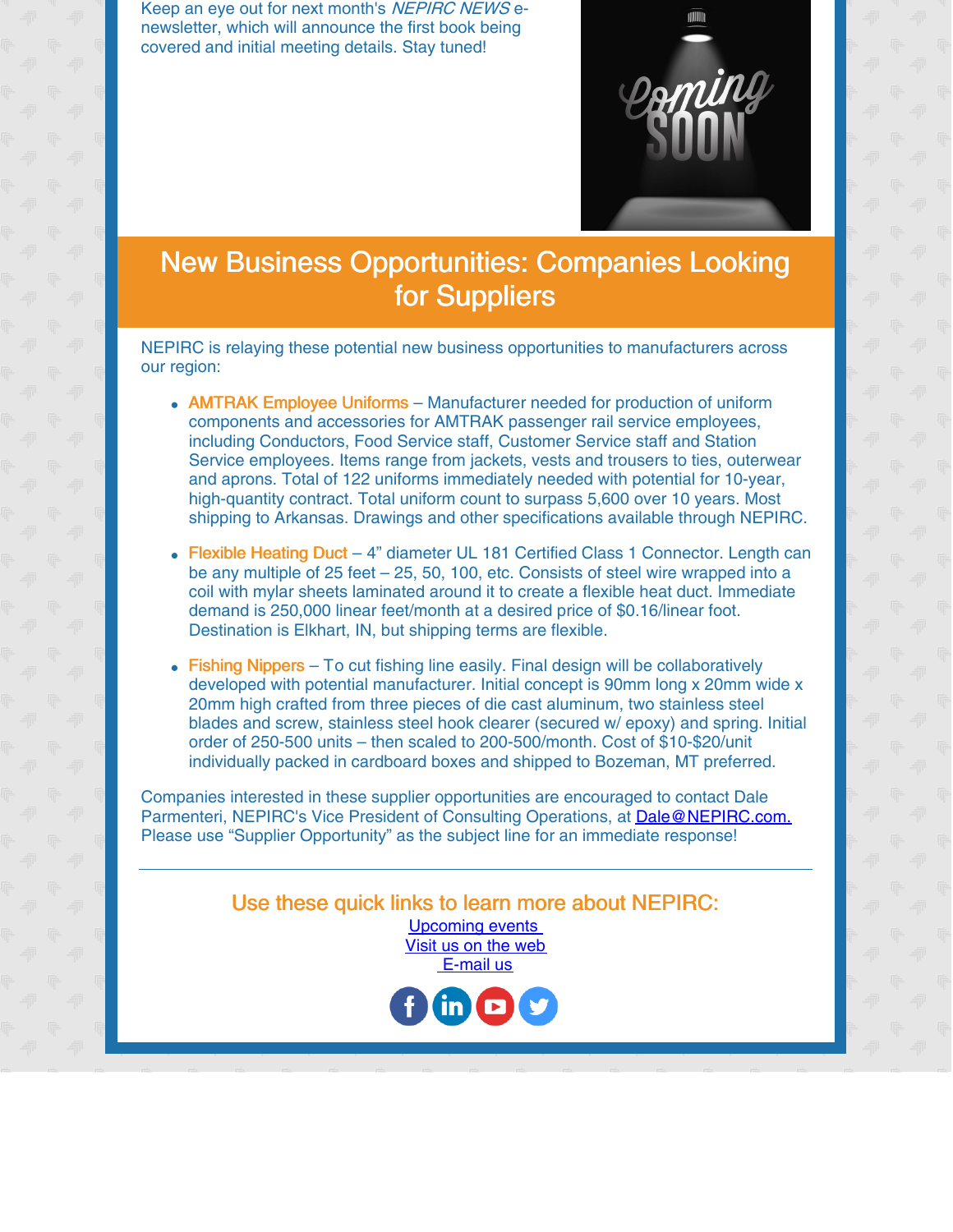Keep an eye out for next month's *NEPIRC NEWS* e-newsletter, which will announce the first book being covered and initial meeting details. Stay tuned!

## New Business Opportunities: Companies Looking for Suppliers

NEPIRC is relaying these potential new business opportunities to manufacturers across our region:

- **AMTRAK Employee Uniforms** – Manufacturer needed for production of uniform components and accessories for AMTRAK passenger rail service employees, including Conductors, Food Service staff, Customer Service staff and Station Service employees. Items range from jackets, vests and trousers to ties, outerwear and aprons. Total of 122 uniforms immediately needed with potential for 10-year, high-quantity contract. Total uniform count to surpass 5,600 over 10 years. Most shipping to Arkansas. Drawings and other specifications available through NEPIRC.
- **Flexible Heating Duct** – 4" diameter UL 181 Certified Class 1 Connector. Length can be any multiple of 25 feet – 25, 50, 100, etc. Consists of steel wire wrapped into a coil with mylar sheets laminated around it to create a flexible heat duct. Immediate demand is 250,000 linear feet/month at a desired price of $0.16/linear foot. Destination is Elkhart, IN, but shipping terms are flexible.
- **Fishing Nippers** – To cut fishing line easily. Final design will be collaboratively developed with potential manufacturer. Initial concept is 90mm long x 20mm wide x 20mm high crafted from three pieces of die cast aluminum, two stainless steel blades and screw, stainless steel hook clearer (secured w/ epoxy) and spring. Initial order of 250-500 units – then scaled to 200-500/month. Cost of $10-$20/unit individually packed in cardboard boxes and shipped to Bozeman, MT preferred.

Companies interested in these supplier opportunities are encouraged to contact Dale Parmenteri, NEPIRC's Vice President of Consulting Operations, at Dale@NEPIRC.com. Please use "Supplier Opportunity" as the subject line for an immediate response!

---

### Use these quick links to learn more about NEPIRC:

Upcoming events
Visit us on the web
E-mail us